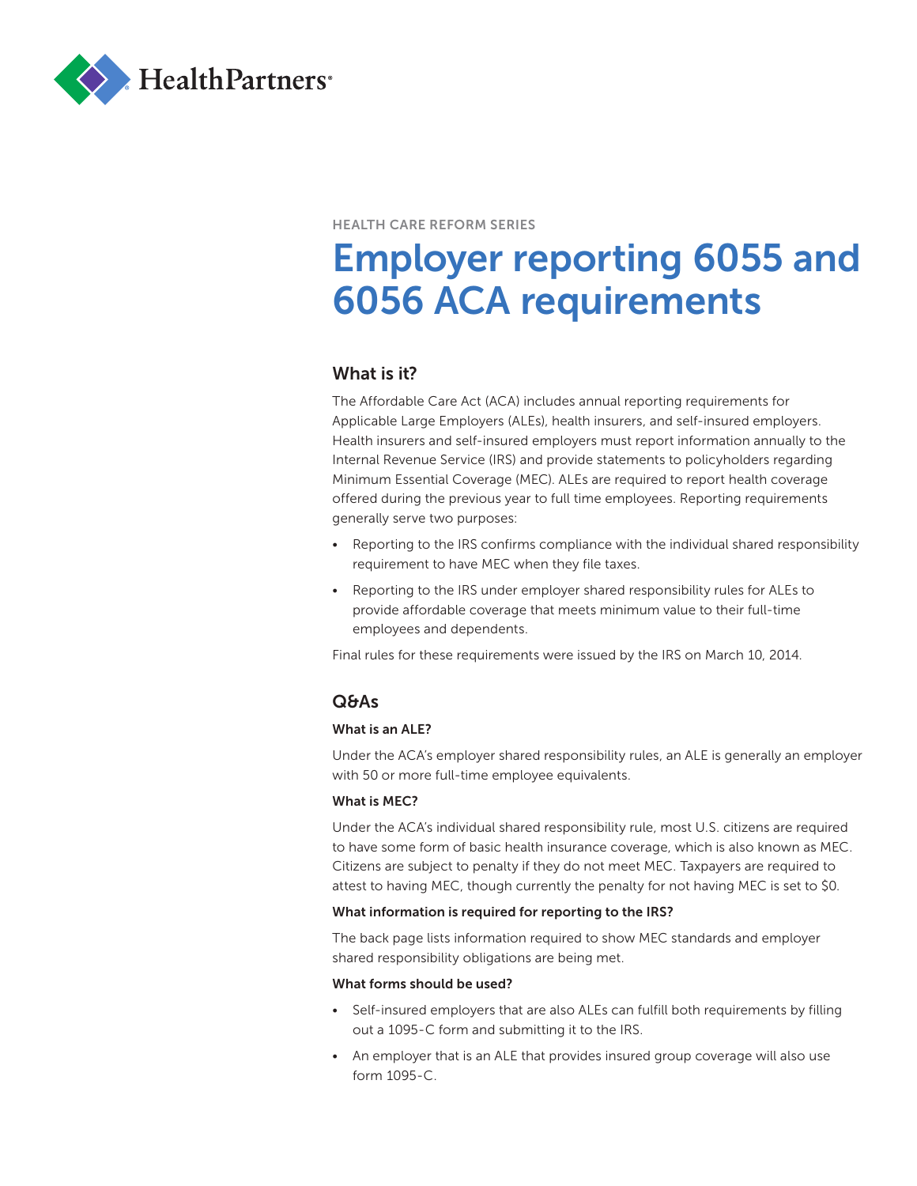HealthPartners®

HEALTH CARE REFORM SERIES

# Employer reporting 6055 and 6056 ACA requirements

## What is it?

The Affordable Care Act (ACA) includes annual reporting requirements for Applicable Large Employers (ALEs), health insurers, and self-insured employers. Health insurers and self-insured employers must report information annually to the Internal Revenue Service (IRS) and provide statements to policyholders regarding Minimum Essential Coverage (MEC). ALEs are required to report health coverage offered during the previous year to full time employees. Reporting requirements generally serve two purposes:

- Reporting to the IRS confirms compliance with the individual shared responsibility requirement to have MEC when they file taxes.
- Reporting to the IRS under employer shared responsibility rules for ALEs to provide affordable coverage that meets minimum value to their full-time employees and dependents.

Final rules for these requirements were issued by the IRS on March 10, 2014.

## Q&As

### What is an ALE?

Under the ACA's employer shared responsibility rules, an ALE is generally an employer with 50 or more full-time employee equivalents.

### What is MEC?

Under the ACA's individual shared responsibility rule, most U.S. citizens are required to have some form of basic health insurance coverage, which is also known as MEC. Citizens are subject to penalty if they do not meet MEC. Taxpayers are required to attest to having MEC, though currently the penalty for not having MEC is set to $0.

### What information is required for reporting to the IRS?

The back page lists information required to show MEC standards and employer shared responsibility obligations are being met.

### What forms should be used?

- Self-insured employers that are also ALEs can fulfill both requirements by filling out a 1095-C form and submitting it to the IRS.
- An employer that is an ALE that provides insured group coverage will also use form 1095-C.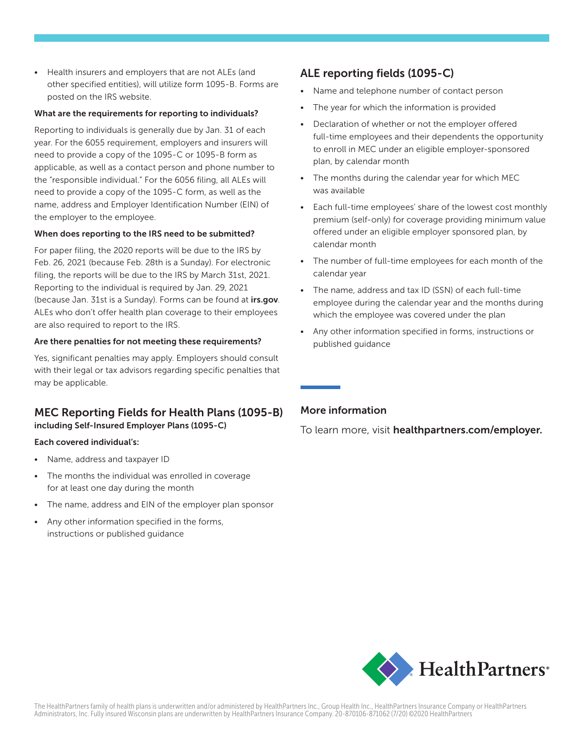- Health insurers and employers that are not ALEs (and other specified entities), will utilize form 1095-B. Forms are posted on the IRS website.

**What are the requirements for reporting to individuals?**

Reporting to individuals is generally due by Jan. 31 of each year. For the 6055 requirement, employers and insurers will need to provide a copy of the 1095-C or 1095-B form as applicable, as well as a contact person and phone number to the "responsible individual." For the 6056 filing, all ALEs will need to provide a copy of the 1095-C form, as well as the name, address and Employer Identification Number (EIN) of the employer to the employee.

**When does reporting to the IRS need to be submitted?**

For paper filing, the 2020 reports will be due to the IRS by Feb. 26, 2021 (because Feb. 28th is a Sunday). For electronic filing, the reports will be due to the IRS by March 31st, 2021. Reporting to the individual is required by Jan. 29, 2021 (because Jan. 31st is a Sunday). Forms can be found at **irs.gov**. ALEs who don't offer health plan coverage to their employees are also required to report to the IRS.

**Are there penalties for not meeting these requirements?**

Yes, significant penalties may apply. Employers should consult with their legal or tax advisors regarding specific penalties that may be applicable.

## MEC Reporting Fields for Health Plans (1095-B)

**including Self-Insured Employer Plans (1095-C)**

**Each covered individual's:**

- Name, address and taxpayer ID
- The months the individual was enrolled in coverage for at least one day during the month
- The name, address and EIN of the employer plan sponsor
- Any other information specified in the forms, instructions or published guidance

## ALE reporting fields (1095-C)

- Name and telephone number of contact person
- The year for which the information is provided
- Declaration of whether or not the employer offered full-time employees and their dependents the opportunity to enroll in MEC under an eligible employer-sponsored plan, by calendar month
- The months during the calendar year for which MEC was available
- Each full-time employees' share of the lowest cost monthly premium (self-only) for coverage providing minimum value offered under an eligible employer sponsored plan, by calendar month
- The number of full-time employees for each month of the calendar year
- The name, address and tax ID (SSN) of each full-time employee during the calendar year and the months during which the employee was covered under the plan
- Any other information specified in forms, instructions or published guidance

### More information

To learn more, visit **healthpartners.com/employer.**

HealthPartners®

The HealthPartners family of health plans is underwritten and/or administered by HealthPartners Inc., Group Health Inc., HealthPartners Insurance Company or HealthPartners Administrators, Inc. Fully insured Wisconsin plans are underwritten by HealthPartners Insurance Company. 20-870106-871062 (7/20) ©2020 HealthPartners